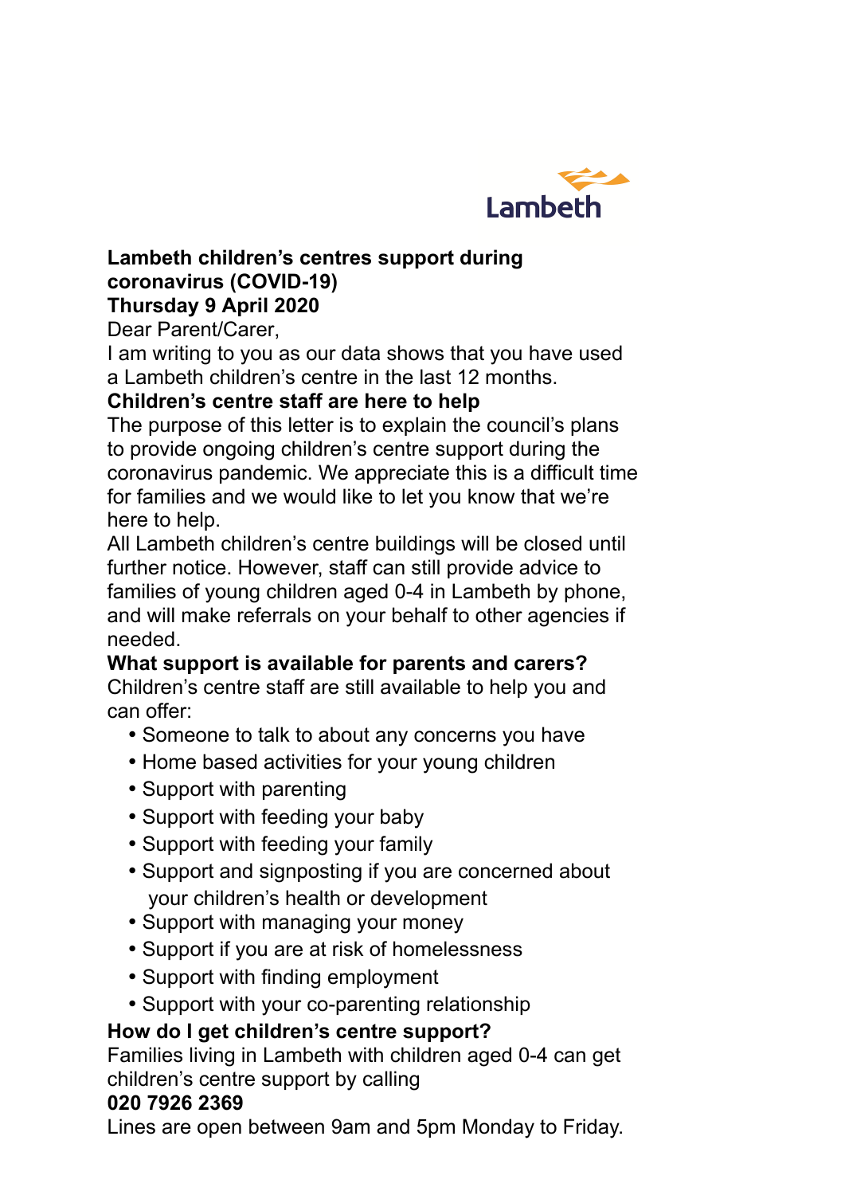Lambeth

**Lambeth children's centres support during coronavirus (COVID-19)**
**Thursday 9 April 2020**

Dear Parent/Carer,

I am writing to you as our data shows that you have used a Lambeth children's centre in the last 12 months.

**Children's centre staff are here to help**

The purpose of this letter is to explain the council's plans to provide ongoing children's centre support during the coronavirus pandemic. We appreciate this is a difficult time for families and we would like to let you know that we're here to help.

All Lambeth children's centre buildings will be closed until further notice. However, staff can still provide advice to families of young children aged 0-4 in Lambeth by phone, and will make referrals on your behalf to other agencies if needed.

**What support is available for parents and carers?**

Children's centre staff are still available to help you and can offer:

- Someone to talk to about any concerns you have
- Home based activities for your young children
- Support with parenting
- Support with feeding your baby
- Support with feeding your family
- Support and signposting if you are concerned about your children's health or development
- Support with managing your money
- Support if you are at risk of homelessness
- Support with finding employment
- Support with your co-parenting relationship

**How do I get children's centre support?**

Families living in Lambeth with children aged 0-4 can get children's centre support by calling

**020 7926 2369**

Lines are open between 9am and 5pm Monday to Friday.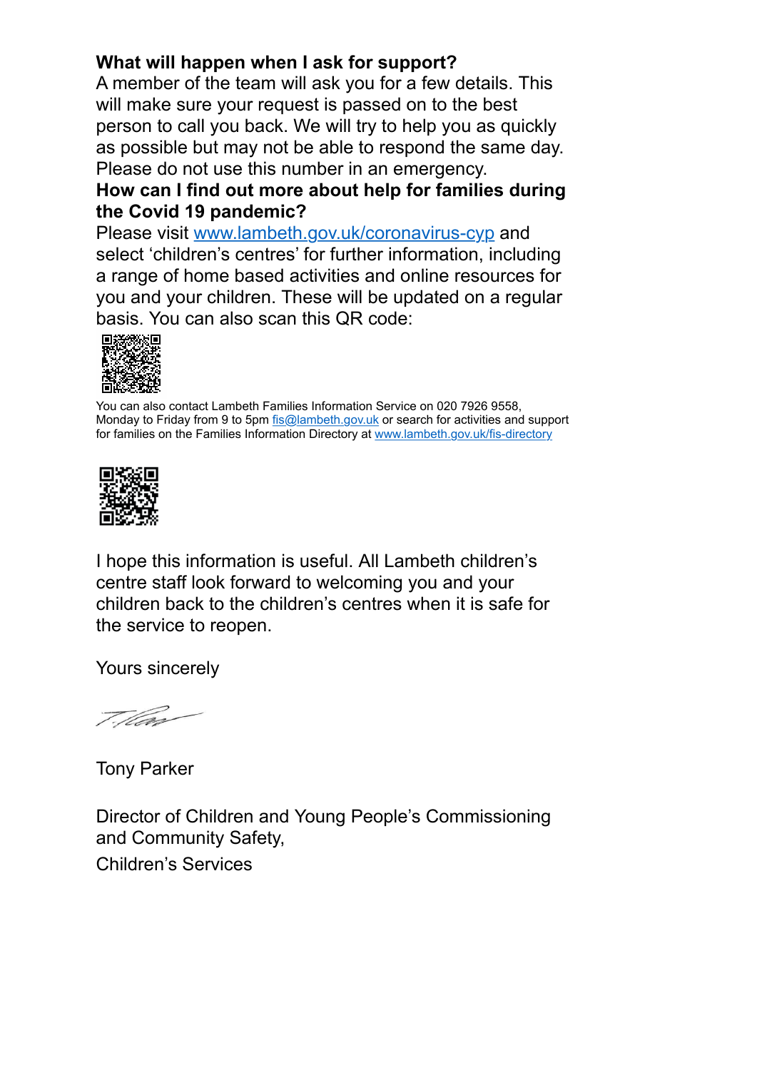**What will happen when I ask for support?**

A member of the team will ask you for a few details. This will make sure your request is passed on to the best person to call you back. We will try to help you as quickly as possible but may not be able to respond the same day. Please do not use this number in an emergency.

**How can I find out more about help for families during the Covid 19 pandemic?**

Please visit www.lambeth.gov.uk/coronavirus-cyp and select 'children's centres' for further information, including a range of home based activities and online resources for you and your children. These will be updated on a regular basis. You can also scan this QR code:

You can also contact Lambeth Families Information Service on 020 7926 9558, Monday to Friday from 9 to 5pm fis@lambeth.gov.uk or search for activities and support for families on the Families Information Directory at www.lambeth.gov.uk/fis-directory

I hope this information is useful. All Lambeth children's centre staff look forward to welcoming you and your children back to the children's centres when it is safe for the service to reopen.

Yours sincerely

Tony Parker

Director of Children and Young People's Commissioning and Community Safety,
Children's Services